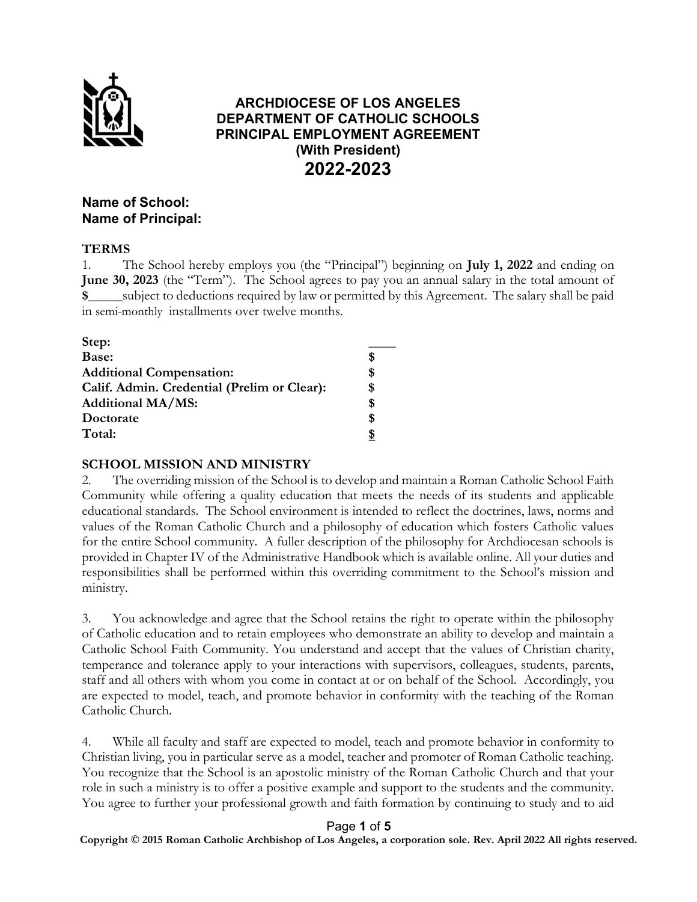# ARCHDIOCESE OF LOS ANGELES
# DEPARTMENT OF CATHOLIC SCHOOLS
# PRINCIPAL EMPLOYMENT AGREEMENT
## (With President)
## 2022-2023

**Name of School:**
**Name of Principal:**

### TERMS

1. The School hereby employs you (the "Principal") beginning on **July 1, 2022** and ending on **June 30, 2023** (the "Term"). The School agrees to pay you an annual salary in the total amount of **$_____** subject to deductions required by law or permitted by this Agreement. The salary shall be paid in semi-monthly installments over twelve months.

| | |
|---|---|
| **Step:** | ____ |
| **Base:** | **$** |
| **Additional Compensation:** | **$** |
| **Calif. Admin. Credential (Prelim or Clear):** | **$** |
| **Additional MA/MS:** | **$** |
| **Doctorate** | **$** |
| **Total:** | **$** |

### SCHOOL MISSION AND MINISTRY

2. The overriding mission of the School is to develop and maintain a Roman Catholic School Faith Community while offering a quality education that meets the needs of its students and applicable educational standards. The School environment is intended to reflect the doctrines, laws, norms and values of the Roman Catholic Church and a philosophy of education which fosters Catholic values for the entire School community. A fuller description of the philosophy for Archdiocesan schools is provided in Chapter IV of the Administrative Handbook which is available online. All your duties and responsibilities shall be performed within this overriding commitment to the School's mission and ministry.

3. You acknowledge and agree that the School retains the right to operate within the philosophy of Catholic education and to retain employees who demonstrate an ability to develop and maintain a Catholic School Faith Community. You understand and accept that the values of Christian charity, temperance and tolerance apply to your interactions with supervisors, colleagues, students, parents, staff and all others with whom you come in contact at or on behalf of the School. Accordingly, you are expected to model, teach, and promote behavior in conformity with the teaching of the Roman Catholic Church.

4. While all faculty and staff are expected to model, teach and promote behavior in conformity to Christian living, you in particular serve as a model, teacher and promoter of Roman Catholic teaching. You recognize that the School is an apostolic ministry of the Roman Catholic Church and that your role in such a ministry is to offer a positive example and support to the students and the community. You agree to further your professional growth and faith formation by continuing to study and to aid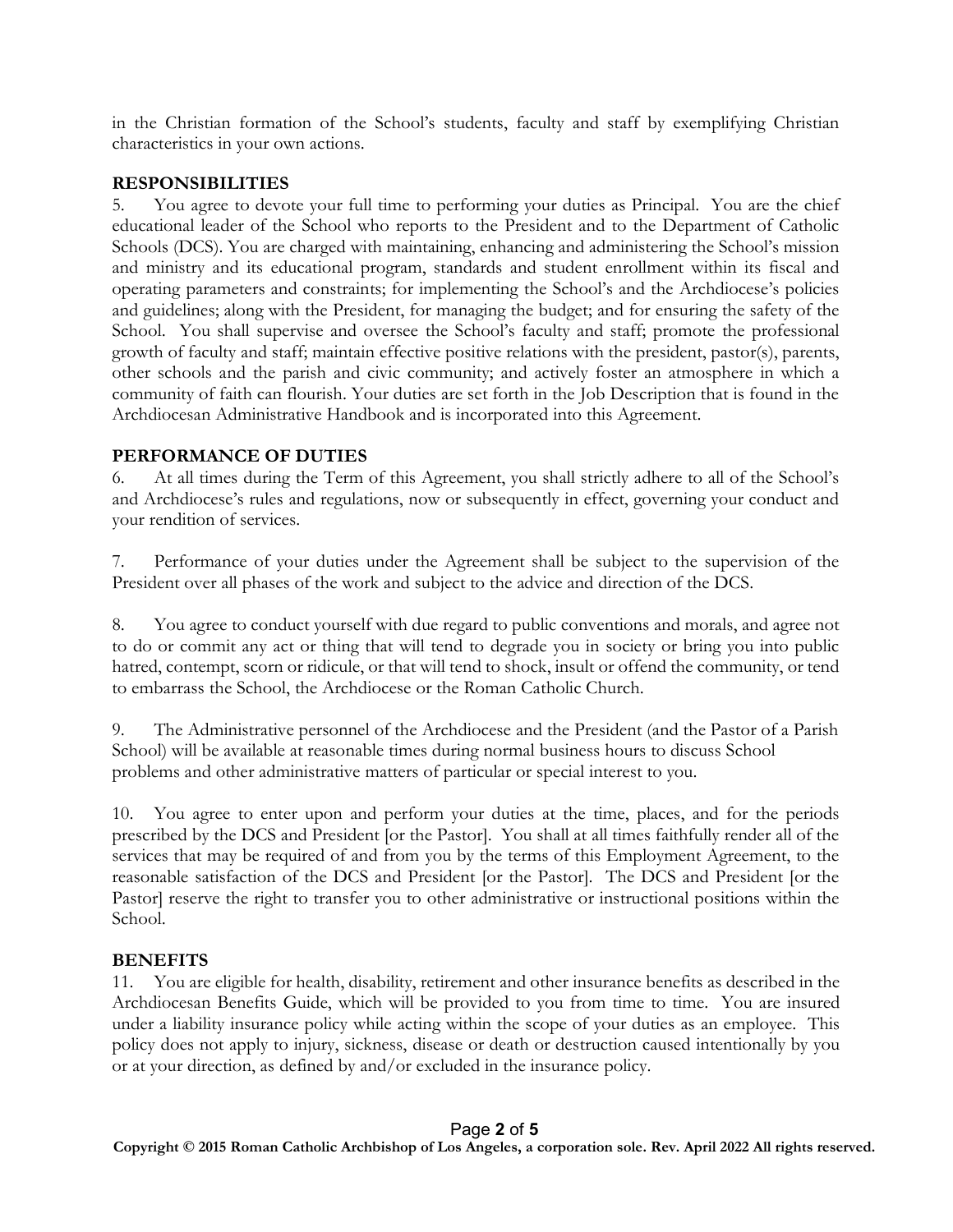in the Christian formation of the School's students, faculty and staff by exemplifying Christian characteristics in your own actions.

## RESPONSIBILITIES

5. You agree to devote your full time to performing your duties as Principal. You are the chief educational leader of the School who reports to the President and to the Department of Catholic Schools (DCS). You are charged with maintaining, enhancing and administering the School's mission and ministry and its educational program, standards and student enrollment within its fiscal and operating parameters and constraints; for implementing the School's and the Archdiocese's policies and guidelines; along with the President, for managing the budget; and for ensuring the safety of the School. You shall supervise and oversee the School's faculty and staff; promote the professional growth of faculty and staff; maintain effective positive relations with the president, pastor(s), parents, other schools and the parish and civic community; and actively foster an atmosphere in which a community of faith can flourish. Your duties are set forth in the Job Description that is found in the Archdiocesan Administrative Handbook and is incorporated into this Agreement.

## PERFORMANCE OF DUTIES

6. At all times during the Term of this Agreement, you shall strictly adhere to all of the School's and Archdiocese's rules and regulations, now or subsequently in effect, governing your conduct and your rendition of services.

7. Performance of your duties under the Agreement shall be subject to the supervision of the President over all phases of the work and subject to the advice and direction of the DCS.

8. You agree to conduct yourself with due regard to public conventions and morals, and agree not to do or commit any act or thing that will tend to degrade you in society or bring you into public hatred, contempt, scorn or ridicule, or that will tend to shock, insult or offend the community, or tend to embarrass the School, the Archdiocese or the Roman Catholic Church.

9. The Administrative personnel of the Archdiocese and the President (and the Pastor of a Parish School) will be available at reasonable times during normal business hours to discuss School problems and other administrative matters of particular or special interest to you.

10. You agree to enter upon and perform your duties at the time, places, and for the periods prescribed by the DCS and President [or the Pastor]. You shall at all times faithfully render all of the services that may be required of and from you by the terms of this Employment Agreement, to the reasonable satisfaction of the DCS and President [or the Pastor]. The DCS and President [or the Pastor] reserve the right to transfer you to other administrative or instructional positions within the School.

## BENEFITS

11. You are eligible for health, disability, retirement and other insurance benefits as described in the Archdiocesan Benefits Guide, which will be provided to you from time to time. You are insured under a liability insurance policy while acting within the scope of your duties as an employee. This policy does not apply to injury, sickness, disease or death or destruction caused intentionally by you or at your direction, as defined by and/or excluded in the insurance policy.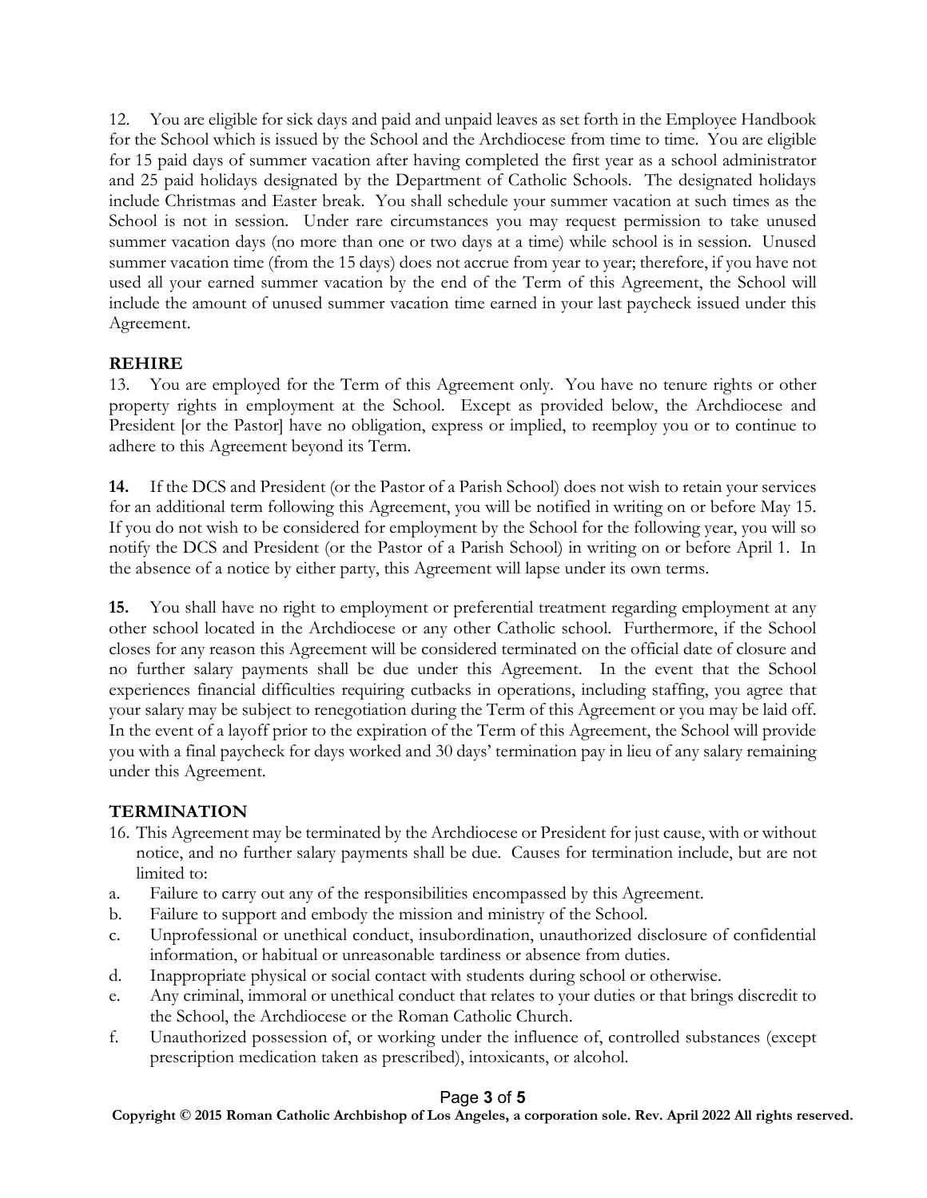12. You are eligible for sick days and paid and unpaid leaves as set forth in the Employee Handbook for the School which is issued by the School and the Archdiocese from time to time. You are eligible for 15 paid days of summer vacation after having completed the first year as a school administrator and 25 paid holidays designated by the Department of Catholic Schools. The designated holidays include Christmas and Easter break. You shall schedule your summer vacation at such times as the School is not in session. Under rare circumstances you may request permission to take unused summer vacation days (no more than one or two days at a time) while school is in session. Unused summer vacation time (from the 15 days) does not accrue from year to year; therefore, if you have not used all your earned summer vacation by the end of the Term of this Agreement, the School will include the amount of unused summer vacation time earned in your last paycheck issued under this Agreement.

**REHIRE**

13. You are employed for the Term of this Agreement only. You have no tenure rights or other property rights in employment at the School. Except as provided below, the Archdiocese and President [or the Pastor] have no obligation, express or implied, to reemploy you or to continue to adhere to this Agreement beyond its Term.

**14.** If the DCS and President (or the Pastor of a Parish School) does not wish to retain your services for an additional term following this Agreement, you will be notified in writing on or before May 15. If you do not wish to be considered for employment by the School for the following year, you will so notify the DCS and President (or the Pastor of a Parish School) in writing on or before April 1. In the absence of a notice by either party, this Agreement will lapse under its own terms.

**15.** You shall have no right to employment or preferential treatment regarding employment at any other school located in the Archdiocese or any other Catholic school. Furthermore, if the School closes for any reason this Agreement will be considered terminated on the official date of closure and no further salary payments shall be due under this Agreement. In the event that the School experiences financial difficulties requiring cutbacks in operations, including staffing, you agree that your salary may be subject to renegotiation during the Term of this Agreement or you may be laid off. In the event of a layoff prior to the expiration of the Term of this Agreement, the School will provide you with a final paycheck for days worked and 30 days' termination pay in lieu of any salary remaining under this Agreement.

**TERMINATION**

16. This Agreement may be terminated by the Archdiocese or President for just cause, with or without notice, and no further salary payments shall be due. Causes for termination include, but are not limited to:

a. Failure to carry out any of the responsibilities encompassed by this Agreement.

b. Failure to support and embody the mission and ministry of the School.

c. Unprofessional or unethical conduct, insubordination, unauthorized disclosure of confidential information, or habitual or unreasonable tardiness or absence from duties.

d. Inappropriate physical or social contact with students during school or otherwise.

e. Any criminal, immoral or unethical conduct that relates to your duties or that brings discredit to the School, the Archdiocese or the Roman Catholic Church.

f. Unauthorized possession of, or working under the influence of, controlled substances (except prescription medication taken as prescribed), intoxicants, or alcohol.

**Copyright © 2015 Roman Catholic Archbishop of Los Angeles, a corporation sole. Rev. April 2022 All rights reserved.**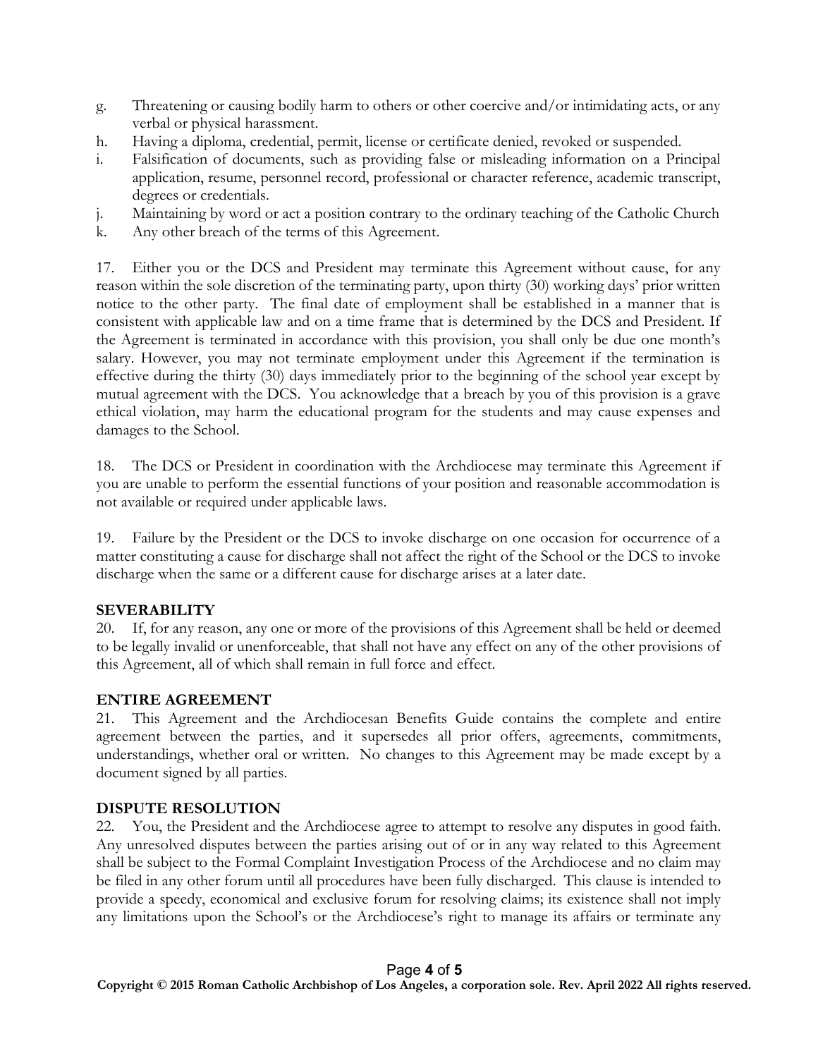g. Threatening or causing bodily harm to others or other coercive and/or intimidating acts, or any verbal or physical harassment.
h. Having a diploma, credential, permit, license or certificate denied, revoked or suspended.
i. Falsification of documents, such as providing false or misleading information on a Principal application, resume, personnel record, professional or character reference, academic transcript, degrees or credentials.
j. Maintaining by word or act a position contrary to the ordinary teaching of the Catholic Church
k. Any other breach of the terms of this Agreement.

17. Either you or the DCS and President may terminate this Agreement without cause, for any reason within the sole discretion of the terminating party, upon thirty (30) working days' prior written notice to the other party. The final date of employment shall be established in a manner that is consistent with applicable law and on a time frame that is determined by the DCS and President. If the Agreement is terminated in accordance with this provision, you shall only be due one month's salary. However, you may not terminate employment under this Agreement if the termination is effective during the thirty (30) days immediately prior to the beginning of the school year except by mutual agreement with the DCS. You acknowledge that a breach by you of this provision is a grave ethical violation, may harm the educational program for the students and may cause expenses and damages to the School.

18. The DCS or President in coordination with the Archdiocese may terminate this Agreement if you are unable to perform the essential functions of your position and reasonable accommodation is not available or required under applicable laws.

19. Failure by the President or the DCS to invoke discharge on one occasion for occurrence of a matter constituting a cause for discharge shall not affect the right of the School or the DCS to invoke discharge when the same or a different cause for discharge arises at a later date.

**SEVERABILITY**

20. If, for any reason, any one or more of the provisions of this Agreement shall be held or deemed to be legally invalid or unenforceable, that shall not have any effect on any of the other provisions of this Agreement, all of which shall remain in full force and effect.

**ENTIRE AGREEMENT**

21. This Agreement and the Archdiocesan Benefits Guide contains the complete and entire agreement between the parties, and it supersedes all prior offers, agreements, commitments, understandings, whether oral or written. No changes to this Agreement may be made except by a document signed by all parties.

**DISPUTE RESOLUTION**

22. You, the President and the Archdiocese agree to attempt to resolve any disputes in good faith. Any unresolved disputes between the parties arising out of or in any way related to this Agreement shall be subject to the Formal Complaint Investigation Process of the Archdiocese and no claim may be filed in any other forum until all procedures have been fully discharged. This clause is intended to provide a speedy, economical and exclusive forum for resolving claims; its existence shall not imply any limitations upon the School's or the Archdiocese's right to manage its affairs or terminate any

**Copyright © 2015 Roman Catholic Archbishop of Los Angeles, a corporation sole. Rev. April 2022 All rights reserved.**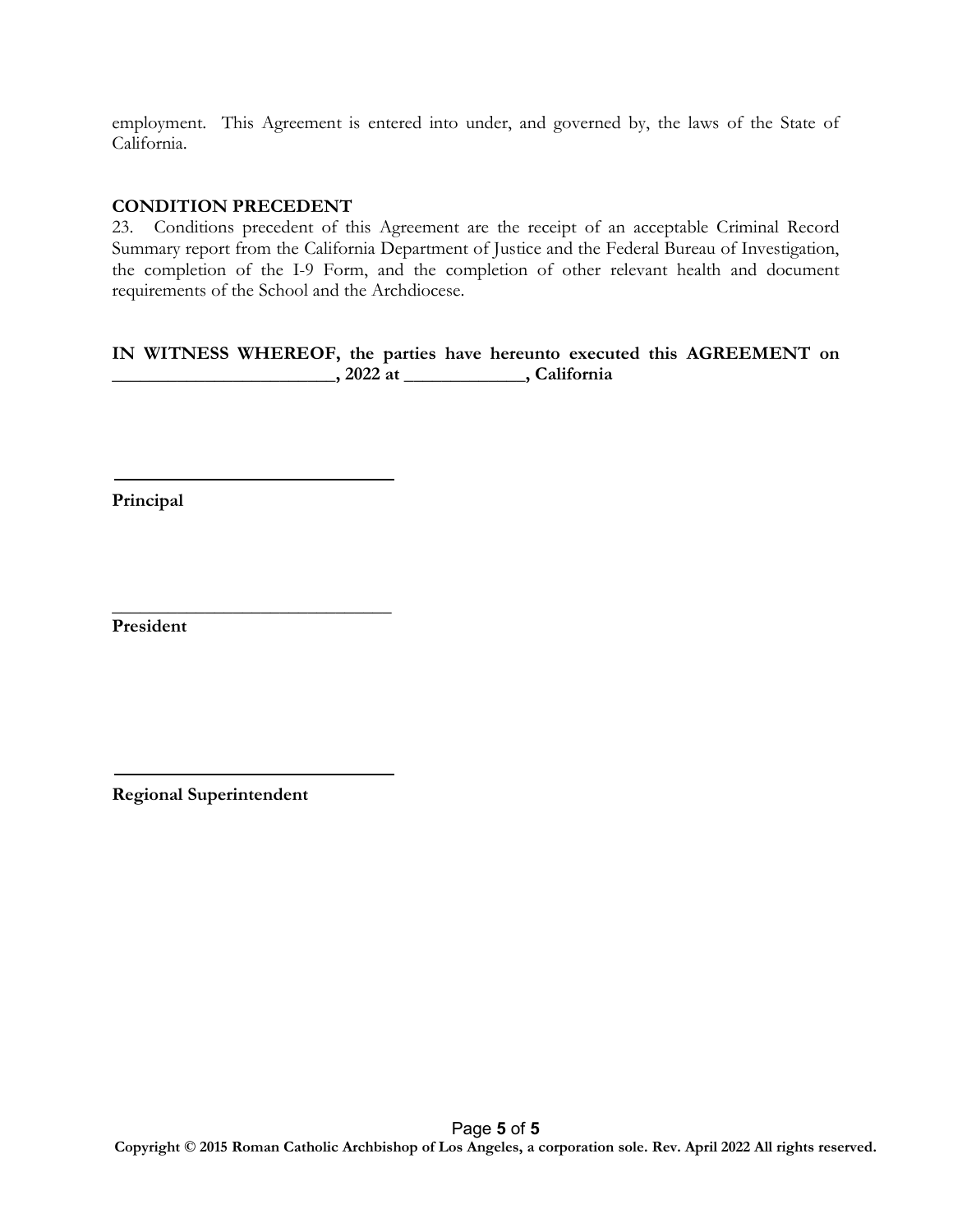employment. This Agreement is entered into under, and governed by, the laws of the State of California.

**CONDITION PRECEDENT**

23. Conditions precedent of this Agreement are the receipt of an acceptable Criminal Record Summary report from the California Department of Justice and the Federal Bureau of Investigation, the completion of the I-9 Form, and the completion of other relevant health and document requirements of the School and the Archdiocese.

**IN WITNESS WHEREOF, the parties have hereunto executed this AGREEMENT on \_\_\_\_\_\_\_\_\_\_\_\_\_\_\_\_\_\_\_\_\_\_\_\_\_, 2022 at \_\_\_\_\_\_\_\_\_\_\_\_\_, California**

\_\_\_\_\_\_\_\_\_\_\_\_\_\_\_\_\_\_\_\_\_\_\_\_\_\_\_\_\_\_\_

**Principal**

\_\_\_\_\_\_\_\_\_\_\_\_\_\_\_\_\_\_\_\_\_\_\_\_\_\_\_\_\_\_\_

**President**

\_\_\_\_\_\_\_\_\_\_\_\_\_\_\_\_\_\_\_\_\_\_\_\_\_\_\_\_\_\_\_

**Regional Superintendent**

**Copyright © 2015 Roman Catholic Archbishop of Los Angeles, a corporation sole. Rev. April 2022 All rights reserved.**